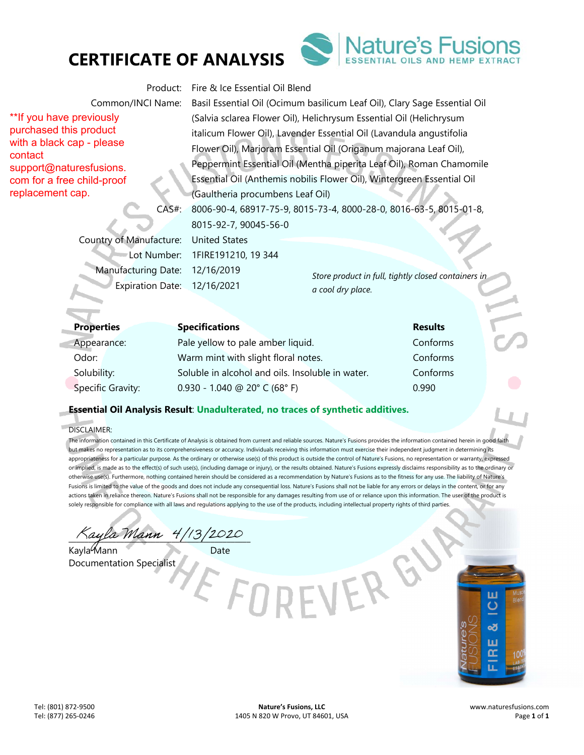# CERTIFICATE OF ANALYSIS

**Nature's Fusions** ESSENTIAL OILS AND HEMP EXTRACT

**If you have previously purchased this product with a black cap - please contact support@naturesfusions.com for a free child-proof replacement cap.

| | |
|---|---|
| Product: | Fire & Ice Essential Oil Blend |
| Common/INCI Name: | Basil Essential Oil (Ocimum basilicum Leaf Oil), Clary Sage Essential Oil (Salvia sclarea Flower Oil), Helichrysum Essential Oil (Helichrysum italicum Flower Oil), Lavender Essential Oil (Lavandula angustifolia Flower Oil), Marjoram Essential Oil (Origanum majorana Leaf Oil), Peppermint Essential Oil (Mentha piperita Leaf Oil), Roman Chamomile Essential Oil (Anthemis nobilis Flower Oil), Wintergreen Essential Oil (Gaultheria procumbens Leaf Oil) |
| CAS#: | 8006-90-4, 68917-75-9, 8015-73-4, 8000-28-0, 8016-63-5, 8015-01-8, 8015-92-7, 90045-56-0 |
| Country of Manufacture: | United States |
| Lot Number: | 1FIRE191210, 19 344 |
| Manufacturing Date: | 12/16/2019 |
| Expiration Date: | 12/16/2021 |

*Store product in full, tightly closed containers in a cool dry place.*

| Properties | Specifications | Results |
|---|---|---|
| Appearance: | Pale yellow to pale amber liquid. | Conforms |
| Odor: | Warm mint with slight floral notes. | Conforms |
| Solubility: | Soluble in alcohol and oils. Insoluble in water. | Conforms |
| Specific Gravity: | 0.930 - 1.040 @ 20° C (68° F) | 0.990 |

**Essential Oil Analysis Result**: **Unadulterated, no traces of synthetic additives.**

DISCLAIMER:

The information contained in this Certificate of Analysis is obtained from current and reliable sources. Nature's Fusions provides the information contained herein in good faith but makes no representation as to its comprehensiveness or accuracy. Individuals receiving this information must exercise their independent judgment in determining its appropriateness for a particular purpose. As the ordinary or otherwise use(s) of this product is outside the control of Nature's Fusions, no representation or warranty, expressed or implied, is made as to the effect(s) of such use(s), (including damage or injury), or the results obtained. Nature's Fusions expressly disclaims responsibility as to the ordinary or otherwise use(s). Furthermore, nothing contained herein should be considered as a recommendation by Nature's Fusions as to the fitness for any use. The liability of Nature's Fusions is limited to the value of the goods and does not include any consequential loss. Nature's Fusions shall not be liable for any errors or delays in the content, or for any actions taken in reliance thereon. Nature's Fusions shall not be responsible for any damages resulting from use of or reliance upon this information. The user of the product is solely responsible for compliance with all laws and regulations applying to the use of the products, including intellectual property rights of third parties.

*Kayla Mann* 4/13/2020

Kayla Mann — Date

Documentation Specialist

Tel: (801) 872-9500
Tel: (877) 265-0246

**Nature's Fusions, LLC**
1405 N 820 W Provo, UT 84601, USA

www.naturesfusions.com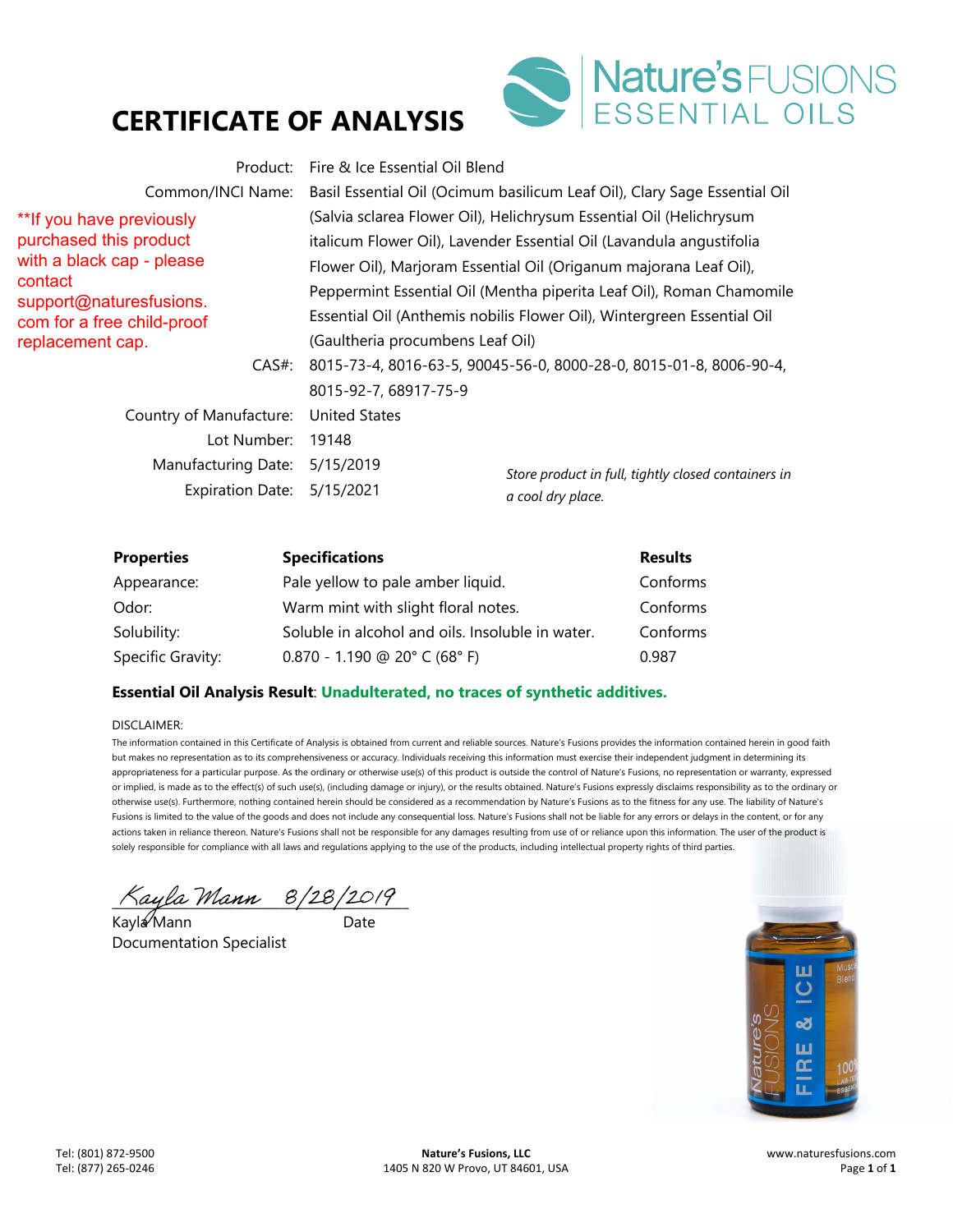# CERTIFICATE OF ANALYSIS

Nature's FUSIONS ESSENTIAL OILS

**If you have previously purchased this product with a black cap - please contact support@naturesfusions.com for a free child-proof replacement cap.

| | |
|---|---|
| Product: | Fire & Ice Essential Oil Blend |
| Common/INCI Name: | Basil Essential Oil (Ocimum basilicum Leaf Oil), Clary Sage Essential Oil (Salvia sclarea Flower Oil), Helichrysum Essential Oil (Helichrysum italicum Flower Oil), Lavender Essential Oil (Lavandula angustifolia Flower Oil), Marjoram Essential Oil (Origanum majorana Leaf Oil), Peppermint Essential Oil (Mentha piperita Leaf Oil), Roman Chamomile Essential Oil (Anthemis nobilis Flower Oil), Wintergreen Essential Oil (Gaultheria procumbens Leaf Oil) |
| CAS#: | 8015-73-4, 8016-63-5, 90045-56-0, 8000-28-0, 8015-01-8, 8006-90-4, 8015-92-7, 68917-75-9 |
| Country of Manufacture: | United States |
| Lot Number: | 19148 |
| Manufacturing Date: | 5/15/2019 |
| Expiration Date: | 5/15/2021 |

*Store product in full, tightly closed containers in a cool dry place.*

| Properties | Specifications | Results |
|---|---|---|
| Appearance: | Pale yellow to pale amber liquid. | Conforms |
| Odor: | Warm mint with slight floral notes. | Conforms |
| Solubility: | Soluble in alcohol and oils. Insoluble in water. | Conforms |
| Specific Gravity: | 0.870 - 1.190 @ 20° C (68° F) | 0.987 |

**Essential Oil Analysis Result**: **Unadulterated, no traces of synthetic additives.**

DISCLAIMER:

The information contained in this Certificate of Analysis is obtained from current and reliable sources. Nature's Fusions provides the information contained herein in good faith but makes no representation as to its comprehensiveness or accuracy. Individuals receiving this information must exercise their independent judgment in determining its appropriateness for a particular purpose. As the ordinary or otherwise use(s) of this product is outside the control of Nature's Fusions, no representation or warranty, expressed or implied, is made as to the effect(s) of such use(s), (including damage or injury), or the results obtained. Nature's Fusions expressly disclaims responsibility as to the ordinary or otherwise use(s). Furthermore, nothing contained herein should be considered as a recommendation by Nature's Fusions as to the fitness for any use. The liability of Nature's Fusions is limited to the value of the goods and does not include any consequential loss. Nature's Fusions shall not be liable for any errors or delays in the content, or for any actions taken in reliance thereon. Nature's Fusions shall not be responsible for any damages resulting from use of or reliance upon this information. The user of the product is solely responsible for compliance with all laws and regulations applying to the use of the products, including intellectual property rights of third parties.

*Kayla Mann* 8/28/2019

Kayla Mann — Date

Documentation Specialist

Tel: (801) 872-9500
Tel: (877) 265-0246

**Nature's Fusions, LLC**
1405 N 820 W Provo, UT 84601, USA

www.naturesfusions.com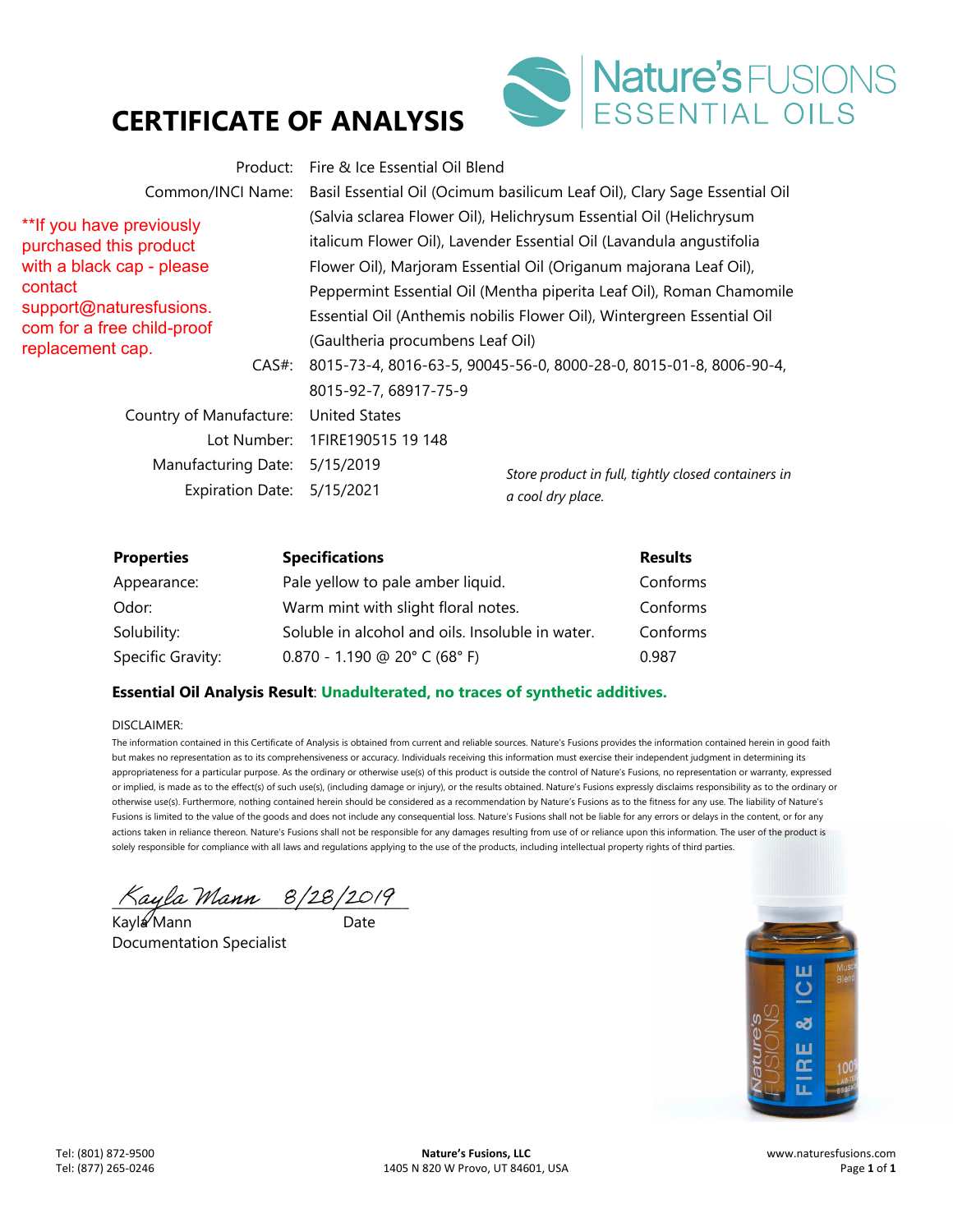# CERTIFICATE OF ANALYSIS

Nature's FUSIONS ESSENTIAL OILS

**If you have previously purchased this product with a black cap - please contact support@naturesfusions.com for a free child-proof replacement cap.

| | |
|---|---|
| Product: | Fire & Ice Essential Oil Blend |
| Common/INCI Name: | Basil Essential Oil (Ocimum basilicum Leaf Oil), Clary Sage Essential Oil (Salvia sclarea Flower Oil), Helichrysum Essential Oil (Helichrysum italicum Flower Oil), Lavender Essential Oil (Lavandula angustifolia Flower Oil), Marjoram Essential Oil (Origanum majorana Leaf Oil), Peppermint Essential Oil (Mentha piperita Leaf Oil), Roman Chamomile Essential Oil (Anthemis nobilis Flower Oil), Wintergreen Essential Oil (Gaultheria procumbens Leaf Oil) |
| CAS#: | 8015-73-4, 8016-63-5, 90045-56-0, 8000-28-0, 8015-01-8, 8006-90-4, 8015-92-7, 68917-75-9 |
| Country of Manufacture: | United States |
| Lot Number: | 1FIRE190515 19 148 |
| Manufacturing Date: | 5/15/2019 |
| Expiration Date: | 5/15/2021 |

*Store product in full, tightly closed containers in a cool dry place.*

| Properties | Specifications | Results |
|---|---|---|
| Appearance: | Pale yellow to pale amber liquid. | Conforms |
| Odor: | Warm mint with slight floral notes. | Conforms |
| Solubility: | Soluble in alcohol and oils. Insoluble in water. | Conforms |
| Specific Gravity: | 0.870 - 1.190 @ 20° C (68° F) | 0.987 |

**Essential Oil Analysis Result**: **Unadulterated, no traces of synthetic additives.**

DISCLAIMER:

The information contained in this Certificate of Analysis is obtained from current and reliable sources. Nature's Fusions provides the information contained herein in good faith but makes no representation as to its comprehensiveness or accuracy. Individuals receiving this information must exercise their independent judgment in determining its appropriateness for a particular purpose. As the ordinary or otherwise use(s) of this product is outside the control of Nature's Fusions, no representation or warranty, expressed or implied, is made as to the effect(s) of such use(s), (including damage or injury), or the results obtained. Nature's Fusions expressly disclaims responsibility as to the ordinary or otherwise use(s). Furthermore, nothing contained herein should be considered as a recommendation by Nature's Fusions as to the fitness for any use. The liability of Nature's Fusions is limited to the value of the goods and does not include any consequential loss. Nature's Fusions shall not be liable for any errors or delays in the content, or for any actions taken in reliance thereon. Nature's Fusions shall not be responsible for any damages resulting from use of or reliance upon this information. The user of the product is solely responsible for compliance with all laws and regulations applying to the use of the products, including intellectual property rights of third parties.

Kayla Mann 8/28/2019

Kayla Mann — Date

Documentation Specialist

Tel: (801) 872-9500
Tel: (877) 265-0246

**Nature's Fusions, LLC**
1405 N 820 W Provo, UT 84601, USA

www.naturesfusions.com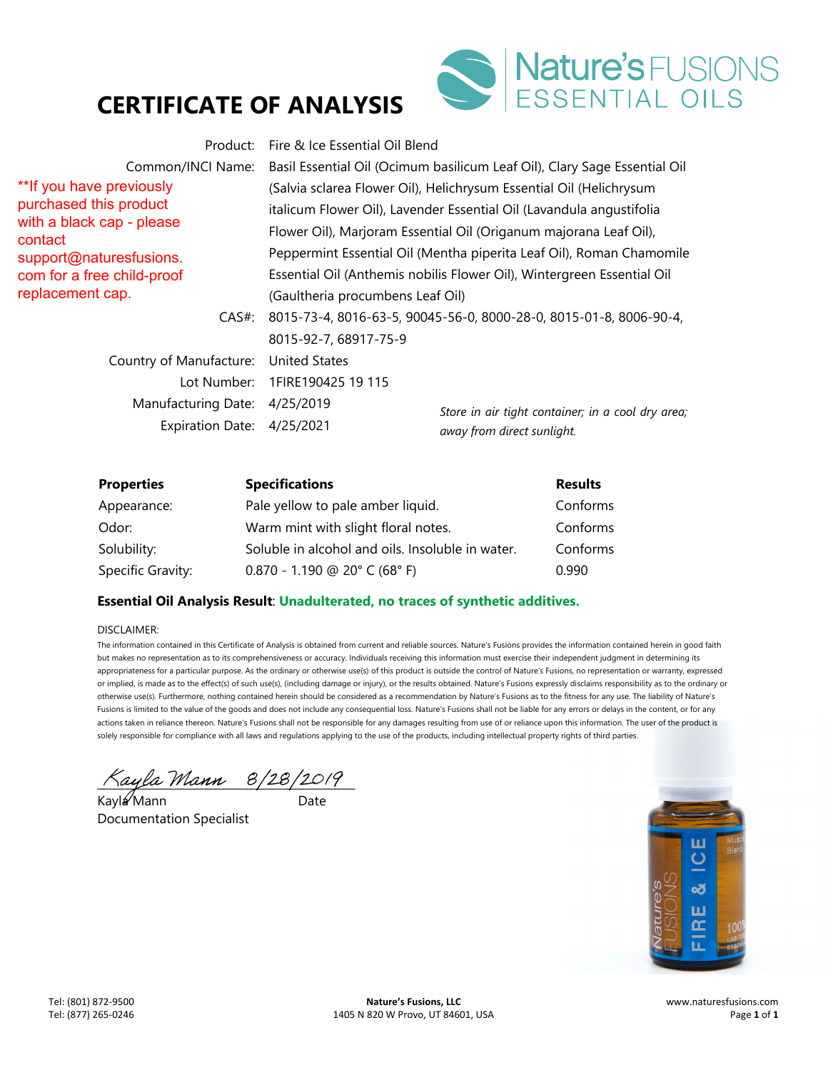# CERTIFICATE OF ANALYSIS

Nature's FUSIONS ESSENTIAL OILS

**If you have previously purchased this product with a black cap - please contact support@naturesfusions.com for a free child-proof replacement cap.

Product: Fire & Ice Essential Oil Blend

Common/INCI Name: Basil Essential Oil (Ocimum basilicum Leaf Oil), Clary Sage Essential Oil (Salvia sclarea Flower Oil), Helichrysum Essential Oil (Helichrysum italicum Flower Oil), Lavender Essential Oil (Lavandula angustifolia Flower Oil), Marjoram Essential Oil (Origanum majorana Leaf Oil), Peppermint Essential Oil (Mentha piperita Leaf Oil), Roman Chamomile Essential Oil (Anthemis nobilis Flower Oil), Wintergreen Essential Oil (Gaultheria procumbens Leaf Oil)

CAS#: 8015-73-4, 8016-63-5, 90045-56-0, 8000-28-0, 8015-01-8, 8006-90-4, 8015-92-7, 68917-75-9

Country of Manufacture: United States

Lot Number: 1FIRE190425 19 115

Manufacturing Date: 4/25/2019

Expiration Date: 4/25/2021

*Store in air tight container; in a cool dry area; away from direct sunlight.*

| Properties | Specifications | Results |
|---|---|---|
| Appearance: | Pale yellow to pale amber liquid. | Conforms |
| Odor: | Warm mint with slight floral notes. | Conforms |
| Solubility: | Soluble in alcohol and oils. Insoluble in water. | Conforms |
| Specific Gravity: | 0.870 - 1.190 @ 20° C (68° F) | 0.990 |

**Essential Oil Analysis Result**: **Unadulterated, no traces of synthetic additives.**

DISCLAIMER:

The information contained in this Certificate of Analysis is obtained from current and reliable sources. Nature's Fusions provides the information contained herein in good faith but makes no representation as to its comprehensiveness or accuracy. Individuals receiving this information must exercise their independent judgment in determining its appropriateness for a particular purpose. As the ordinary or otherwise use(s) of this product is outside the control of Nature's Fusions, no representation or warranty, expressed or implied, is made as to the effect(s) of such use(s), (including damage or injury), or the results obtained. Nature's Fusions expressly disclaims responsibility as to the ordinary or otherwise use(s). Furthermore, nothing contained herein should be considered as a recommendation by Nature's Fusions as to the fitness for any use. The liability of Nature's Fusions is limited to the value of the goods and does not include any consequential loss. Nature's Fusions shall not be liable for any errors or delays in the content, or for any actions taken in reliance thereon. Nature's Fusions shall not be responsible for any damages resulting from use of or reliance upon this information. The user of the product is solely responsible for compliance with all laws and regulations applying to the use of the products, including intellectual property rights of third parties.

*Kayla Mann* 8/28/2019

Kayla Mann — Date

Documentation Specialist

Tel: (801) 872-9500
Tel: (877) 265-0246

**Nature's Fusions, LLC**
1405 N 820 W Provo, UT 84601, USA

www.naturesfusions.com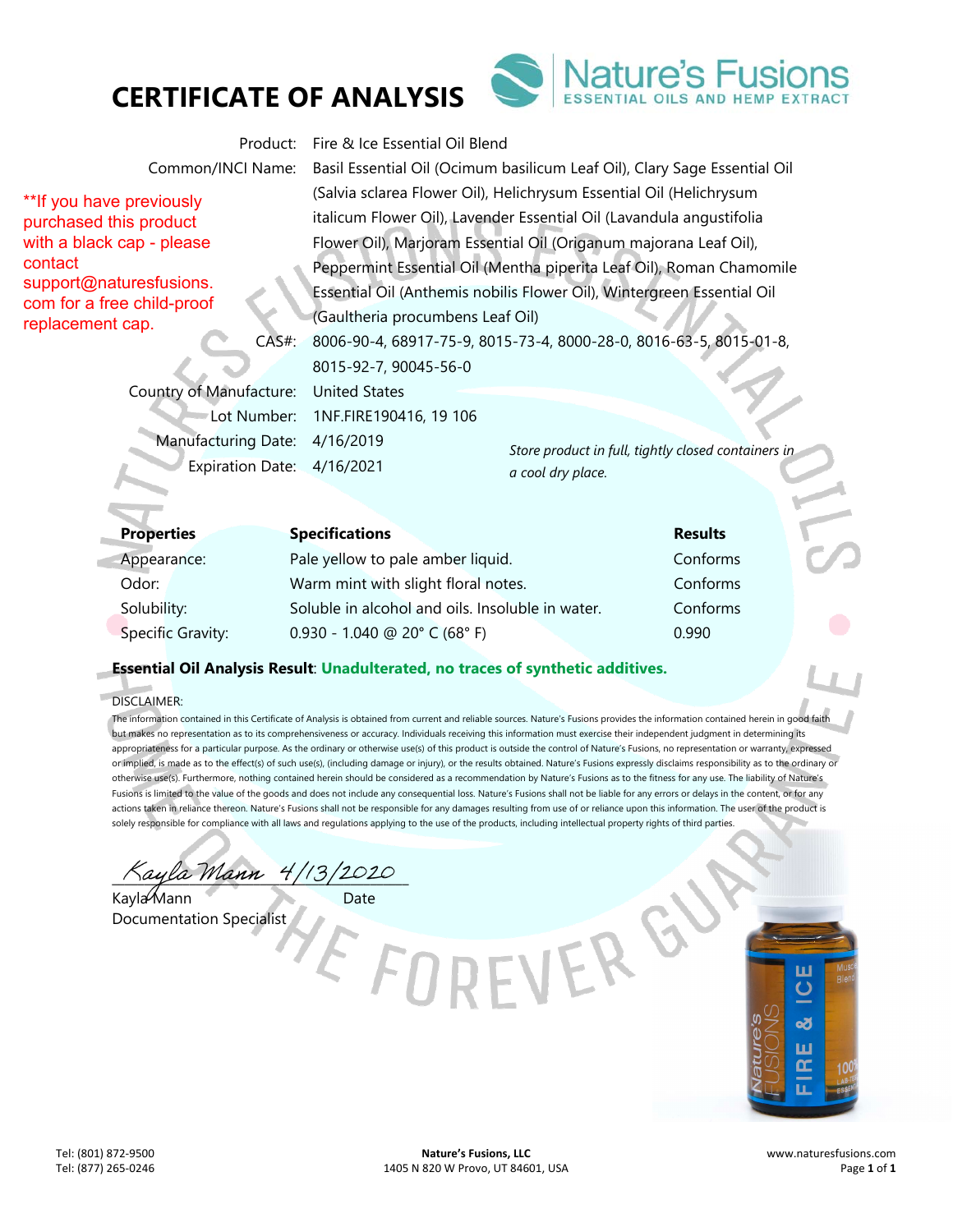# CERTIFICATE OF ANALYSIS

**Nature's Fusions** — ESSENTIAL OILS AND HEMP EXTRACT

**If you have previously purchased this product with a black cap - please contact support@naturesfusions.com for a free child-proof replacement cap.

| | |
|---|---|
| Product: | Fire & Ice Essential Oil Blend |
| Common/INCI Name: | Basil Essential Oil (Ocimum basilicum Leaf Oil), Clary Sage Essential Oil (Salvia sclarea Flower Oil), Helichrysum Essential Oil (Helichrysum italicum Flower Oil), Lavender Essential Oil (Lavandula angustifolia Flower Oil), Marjoram Essential Oil (Origanum majorana Leaf Oil), Peppermint Essential Oil (Mentha piperita Leaf Oil), Roman Chamomile Essential Oil (Anthemis nobilis Flower Oil), Wintergreen Essential Oil (Gaultheria procumbens Leaf Oil) |
| CAS#: | 8006-90-4, 68917-75-9, 8015-73-4, 8000-28-0, 8016-63-5, 8015-01-8, 8015-92-7, 90045-56-0 |
| Country of Manufacture: | United States |
| Lot Number: | 1NF.FIRE190416, 19 106 |
| Manufacturing Date: | 4/16/2019 |
| Expiration Date: | 4/16/2021 |

*Store product in full, tightly closed containers in a cool dry place.*

| Properties | Specifications | Results |
|---|---|---|
| Appearance: | Pale yellow to pale amber liquid. | Conforms |
| Odor: | Warm mint with slight floral notes. | Conforms |
| Solubility: | Soluble in alcohol and oils. Insoluble in water. | Conforms |
| Specific Gravity: | 0.930 - 1.040 @ 20° C (68° F) | 0.990 |

**Essential Oil Analysis Result**: **Unadulterated, no traces of synthetic additives.**

DISCLAIMER:

The information contained in this Certificate of Analysis is obtained from current and reliable sources. Nature's Fusions provides the information contained herein in good faith but makes no representation as to its comprehensiveness or accuracy. Individuals receiving this information must exercise their independent judgment in determining its appropriateness for a particular purpose. As the ordinary or otherwise use(s) of this product is outside the control of Nature's Fusions, no representation or warranty, expressed or implied, is made as to the effect(s) of such use(s), (including damage or injury), or the results obtained. Nature's Fusions expressly disclaims responsibility as to the ordinary or otherwise use(s). Furthermore, nothing contained herein should be considered as a recommendation by Nature's Fusions as to the fitness for any use. The liability of Nature's Fusions is limited to the value of the goods and does not include any consequential loss. Nature's Fusions shall not be liable for any errors or delays in the content, or for any actions taken in reliance thereon. Nature's Fusions shall not be responsible for any damages resulting from use of or reliance upon this information. The user of the product is solely responsible for compliance with all laws and regulations applying to the use of the products, including intellectual property rights of third parties.

*Kayla Mann* 4/13/2020

Kayla Mann — Date

Documentation Specialist

Tel: (801) 872-9500
Tel: (877) 265-0246

**Nature's Fusions, LLC**
1405 N 820 W Provo, UT 84601, USA

www.naturesfusions.com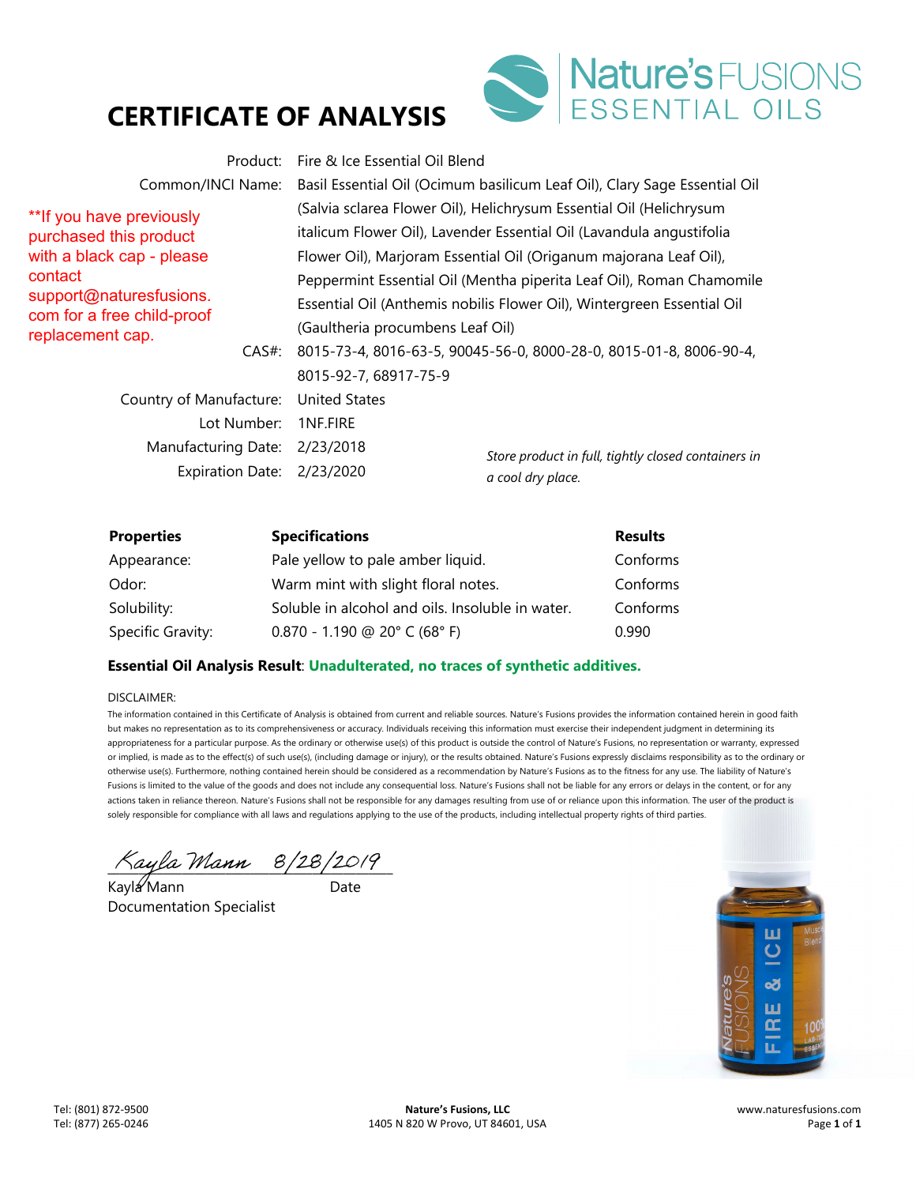# CERTIFICATE OF ANALYSIS

Nature's FUSIONS ESSENTIAL OILS

**If you have previously purchased this product with a black cap - please contact support@naturesfusions.com for a free child-proof replacement cap.

| | |
|---|---|
| Product: | Fire & Ice Essential Oil Blend |
| Common/INCI Name: | Basil Essential Oil (Ocimum basilicum Leaf Oil), Clary Sage Essential Oil (Salvia sclarea Flower Oil), Helichrysum Essential Oil (Helichrysum italicum Flower Oil), Lavender Essential Oil (Lavandula angustifolia Flower Oil), Marjoram Essential Oil (Origanum majorana Leaf Oil), Peppermint Essential Oil (Mentha piperita Leaf Oil), Roman Chamomile Essential Oil (Anthemis nobilis Flower Oil), Wintergreen Essential Oil (Gaultheria procumbens Leaf Oil) |
| CAS#: | 8015-73-4, 8016-63-5, 90045-56-0, 8000-28-0, 8015-01-8, 8006-90-4, 8015-92-7, 68917-75-9 |
| Country of Manufacture: | United States |
| Lot Number: | 1NF.FIRE |
| Manufacturing Date: | 2/23/2018 |
| Expiration Date: | 2/23/2020 |

*Store product in full, tightly closed containers in a cool dry place.*

| Properties | Specifications | Results |
|---|---|---|
| Appearance: | Pale yellow to pale amber liquid. | Conforms |
| Odor: | Warm mint with slight floral notes. | Conforms |
| Solubility: | Soluble in alcohol and oils. Insoluble in water. | Conforms |
| Specific Gravity: | 0.870 - 1.190 @ 20° C (68° F) | 0.990 |

**Essential Oil Analysis Result**: **Unadulterated, no traces of synthetic additives.**

DISCLAIMER:

The information contained in this Certificate of Analysis is obtained from current and reliable sources. Nature's Fusions provides the information contained herein in good faith but makes no representation as to its comprehensiveness or accuracy. Individuals receiving this information must exercise their independent judgment in determining its appropriateness for a particular purpose. As the ordinary or otherwise use(s) of this product is outside the control of Nature's Fusions, no representation or warranty, expressed or implied, is made as to the effect(s) of such use(s), (including damage or injury), or the results obtained. Nature's Fusions expressly disclaims responsibility as to the ordinary or otherwise use(s). Furthermore, nothing contained herein should be considered as a recommendation by Nature's Fusions as to the fitness for any use. The liability of Nature's Fusions is limited to the value of the goods and does not include any consequential loss. Nature's Fusions shall not be liable for any errors or delays in the content, or for any actions taken in reliance thereon. Nature's Fusions shall not be responsible for any damages resulting from use of or reliance upon this information. The user of the product is solely responsible for compliance with all laws and regulations applying to the use of the products, including intellectual property rights of third parties.

Kayla Mann 8/28/2019

Kayla Mann Date
Documentation Specialist

Tel: (801) 872-9500
Tel: (877) 265-0246

**Nature's Fusions, LLC**
1405 N 820 W Provo, UT 84601, USA

www.naturesfusions.com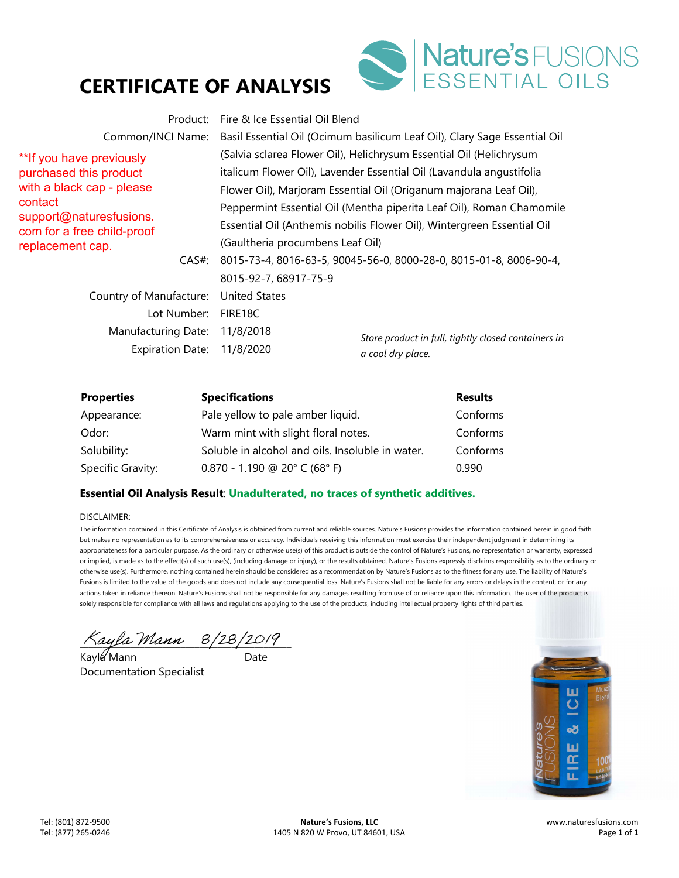# CERTIFICATE OF ANALYSIS

Nature's FUSIONS ESSENTIAL OILS

**If you have previously purchased this product with a black cap - please contact support@naturesfusions.com for a free child-proof replacement cap.

| | |
|---|---|
| Product: | Fire & Ice Essential Oil Blend |
| Common/INCI Name: | Basil Essential Oil (Ocimum basilicum Leaf Oil), Clary Sage Essential Oil (Salvia sclarea Flower Oil), Helichrysum Essential Oil (Helichrysum italicum Flower Oil), Lavender Essential Oil (Lavandula angustifolia Flower Oil), Marjoram Essential Oil (Origanum majorana Leaf Oil), Peppermint Essential Oil (Mentha piperita Leaf Oil), Roman Chamomile Essential Oil (Anthemis nobilis Flower Oil), Wintergreen Essential Oil (Gaultheria procumbens Leaf Oil) |
| CAS#: | 8015-73-4, 8016-63-5, 90045-56-0, 8000-28-0, 8015-01-8, 8006-90-4, 8015-92-7, 68917-75-9 |
| Country of Manufacture: | United States |
| Lot Number: | FIRE18C |
| Manufacturing Date: | 11/8/2018 |
| Expiration Date: | 11/8/2020 |

*Store product in full, tightly closed containers in a cool dry place.*

| Properties | Specifications | Results |
|---|---|---|
| Appearance: | Pale yellow to pale amber liquid. | Conforms |
| Odor: | Warm mint with slight floral notes. | Conforms |
| Solubility: | Soluble in alcohol and oils. Insoluble in water. | Conforms |
| Specific Gravity: | 0.870 - 1.190 @ 20° C (68° F) | 0.990 |

**Essential Oil Analysis Result**: **Unadulterated, no traces of synthetic additives.**

DISCLAIMER:

The information contained in this Certificate of Analysis is obtained from current and reliable sources. Nature's Fusions provides the information contained herein in good faith but makes no representation as to its comprehensiveness or accuracy. Individuals receiving this information must exercise their independent judgment in determining its appropriateness for a particular purpose. As the ordinary or otherwise use(s) of this product is outside the control of Nature's Fusions, no representation or warranty, expressed or implied, is made as to the effect(s) of such use(s), (including damage or injury), or the results obtained. Nature's Fusions expressly disclaims responsibility as to the ordinary or otherwise use(s). Furthermore, nothing contained herein should be considered as a recommendation by Nature's Fusions as to the fitness for any use. The liability of Nature's Fusions is limited to the value of the goods and does not include any consequential loss. Nature's Fusions shall not be liable for any errors or delays in the content, or for any actions taken in reliance thereon. Nature's Fusions shall not be responsible for any damages resulting from use of or reliance upon this information. The user of the product is solely responsible for compliance with all laws and regulations applying to the use of the products, including intellectual property rights of third parties.

Kayla Mann 8/28/2019

Kayla Mann — Date

Documentation Specialist

Tel: (801) 872-9500
Tel: (877) 265-0246

**Nature's Fusions, LLC**
1405 N 820 W Provo, UT 84601, USA

www.naturesfusions.com